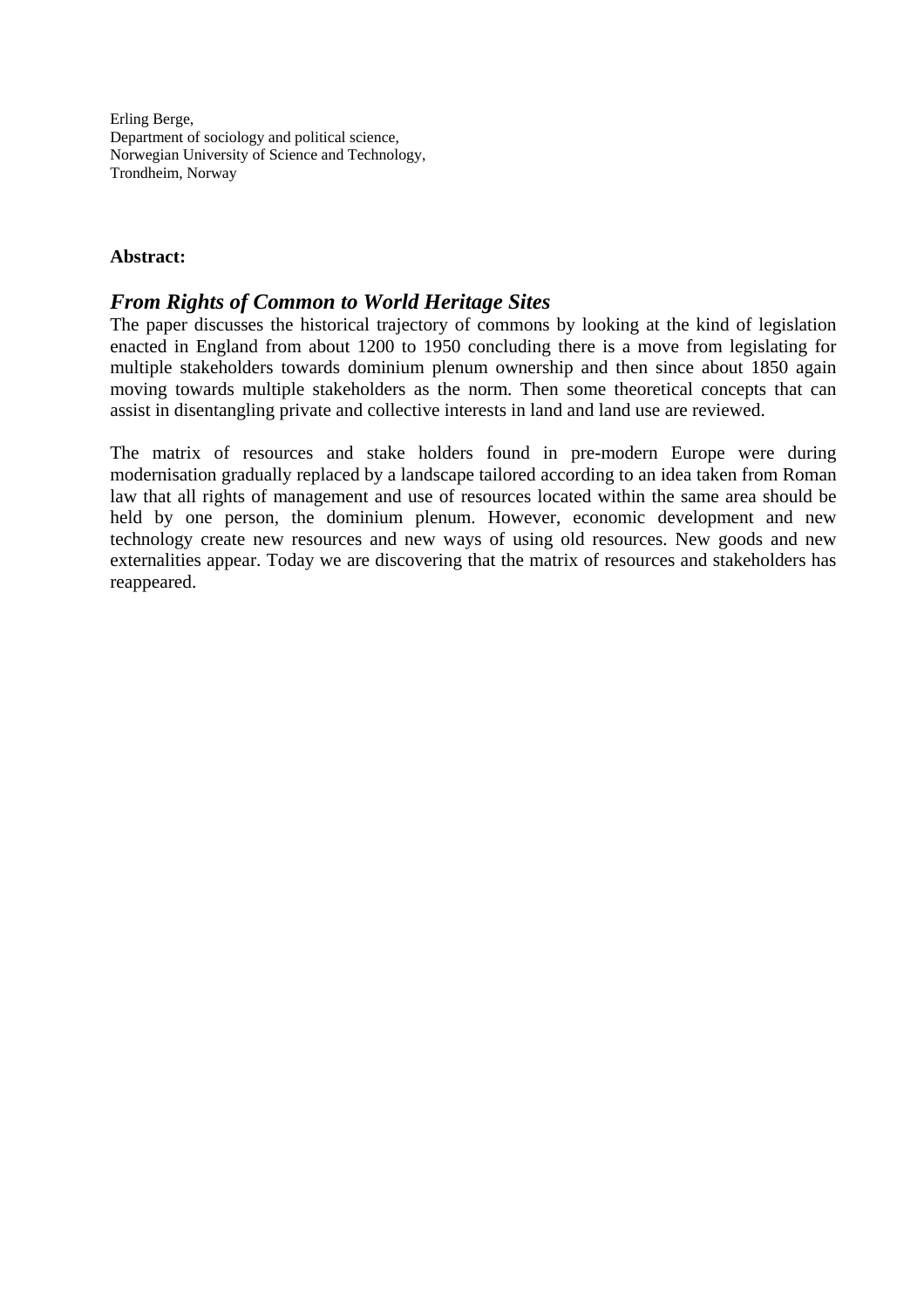Erling Berge,
Department of sociology and political science,
Norwegian University of Science and Technology,
Trondheim, Norway

**Abstract:**

## *From Rights of Common to World Heritage Sites*

The paper discusses the historical trajectory of commons by looking at the kind of legislation enacted in England from about 1200 to 1950 concluding there is a move from legislating for multiple stakeholders towards dominium plenum ownership and then since about 1850 again moving towards multiple stakeholders as the norm. Then some theoretical concepts that can assist in disentangling private and collective interests in land and land use are reviewed.

The matrix of resources and stake holders found in pre-modern Europe were during modernisation gradually replaced by a landscape tailored according to an idea taken from Roman law that all rights of management and use of resources located within the same area should be held by one person, the dominium plenum. However, economic development and new technology create new resources and new ways of using old resources. New goods and new externalities appear. Today we are discovering that the matrix of resources and stakeholders has reappeared.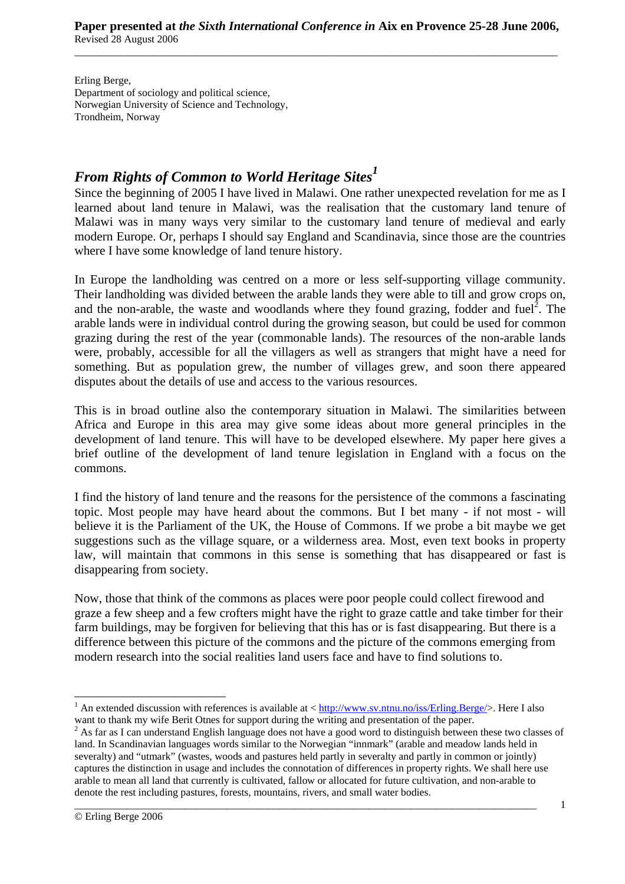Erling Berge,
Department of sociology and political science,
Norwegian University of Science and Technology,
Trondheim, Norway

## *From Rights of Common to World Heritage Sites*[1]

Since the beginning of 2005 I have lived in Malawi. One rather unexpected revelation for me as I learned about land tenure in Malawi, was the realisation that the customary land tenure of Malawi was in many ways very similar to the customary land tenure of medieval and early modern Europe. Or, perhaps I should say England and Scandinavia, since those are the countries where I have some knowledge of land tenure history.

In Europe the landholding was centred on a more or less self-supporting village community. Their landholding was divided between the arable lands they were able to till and grow crops on, and the non-arable, the waste and woodlands where they found grazing, fodder and fuel[2]. The arable lands were in individual control during the growing season, but could be used for common grazing during the rest of the year (commonable lands). The resources of the non-arable lands were, probably, accessible for all the villagers as well as strangers that might have a need for something. But as population grew, the number of villages grew, and soon there appeared disputes about the details of use and access to the various resources.

This is in broad outline also the contemporary situation in Malawi. The similarities between Africa and Europe in this area may give some ideas about more general principles in the development of land tenure. This will have to be developed elsewhere. My paper here gives a brief outline of the development of land tenure legislation in England with a focus on the commons.

I find the history of land tenure and the reasons for the persistence of the commons a fascinating topic. Most people may have heard about the commons. But I bet many - if not most - will believe it is the Parliament of the UK, the House of Commons. If we probe a bit maybe we get suggestions such as the village square, or a wilderness area. Most, even text books in property law, will maintain that commons in this sense is something that has disappeared or fast is disappearing from society.

Now, those that think of the commons as places were poor people could collect firewood and graze a few sheep and a few crofters might have the right to graze cattle and take timber for their farm buildings, may be forgiven for believing that this has or is fast disappearing. But there is a difference between this picture of the commons and the picture of the commons emerging from modern research into the social realities land users face and have to find solutions to.

---

[1] An extended discussion with references is available at < http://www.sv.ntnu.no/iss/Erling.Berge/>. Here I also want to thank my wife Berit Otnes for support during the writing and presentation of the paper.

[2] As far as I can understand English language does not have a good word to distinguish between these two classes of land. In Scandinavian languages words similar to the Norwegian "innmark" (arable and meadow lands held in severalty) and "utmark" (wastes, woods and pastures held partly in severalty and partly in common or jointly) captures the distinction in usage and includes the connotation of differences in property rights. We shall here use arable to mean all land that currently is cultivated, fallow or allocated for future cultivation, and non-arable to denote the rest including pastures, forests, mountains, rivers, and small water bodies.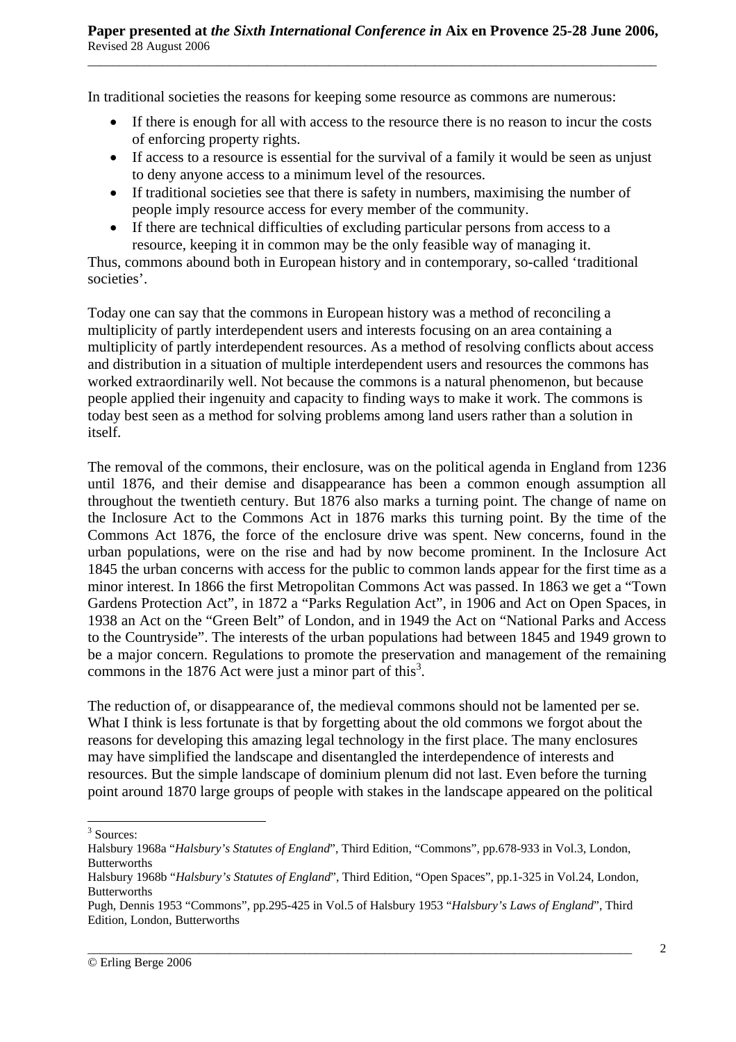In traditional societies the reasons for keeping some resource as commons are numerous:

- If there is enough for all with access to the resource there is no reason to incur the costs of enforcing property rights.
- If access to a resource is essential for the survival of a family it would be seen as unjust to deny anyone access to a minimum level of the resources.
- If traditional societies see that there is safety in numbers, maximising the number of people imply resource access for every member of the community.
- If there are technical difficulties of excluding particular persons from access to a resource, keeping it in common may be the only feasible way of managing it.

Thus, commons abound both in European history and in contemporary, so-called 'traditional societies'.

Today one can say that the commons in European history was a method of reconciling a multiplicity of partly interdependent users and interests focusing on an area containing a multiplicity of partly interdependent resources. As a method of resolving conflicts about access and distribution in a situation of multiple interdependent users and resources the commons has worked extraordinarily well. Not because the commons is a natural phenomenon, but because people applied their ingenuity and capacity to finding ways to make it work. The commons is today best seen as a method for solving problems among land users rather than a solution in itself.

The removal of the commons, their enclosure, was on the political agenda in England from 1236 until 1876, and their demise and disappearance has been a common enough assumption all throughout the twentieth century. But 1876 also marks a turning point. The change of name on the Inclosure Act to the Commons Act in 1876 marks this turning point. By the time of the Commons Act 1876, the force of the enclosure drive was spent. New concerns, found in the urban populations, were on the rise and had by now become prominent. In the Inclosure Act 1845 the urban concerns with access for the public to common lands appear for the first time as a minor interest. In 1866 the first Metropolitan Commons Act was passed. In 1863 we get a "Town Gardens Protection Act", in 1872 a "Parks Regulation Act", in 1906 and Act on Open Spaces, in 1938 an Act on the "Green Belt" of London, and in 1949 the Act on "National Parks and Access to the Countryside". The interests of the urban populations had between 1845 and 1949 grown to be a major concern. Regulations to promote the preservation and management of the remaining commons in the 1876 Act were just a minor part of this[3].

The reduction of, or disappearance of, the medieval commons should not be lamented per se. What I think is less fortunate is that by forgetting about the old commons we forgot about the reasons for developing this amazing legal technology in the first place. The many enclosures may have simplified the landscape and disentangled the interdependence of interests and resources. But the simple landscape of dominium plenum did not last. Even before the turning point around 1870 large groups of people with stakes in the landscape appeared on the political

---

[3] Sources:
Halsbury 1968a "*Halsbury's Statutes of England*", Third Edition, "Commons", pp.678-933 in Vol.3, London, Butterworths
Halsbury 1968b "*Halsbury's Statutes of England*", Third Edition, "Open Spaces", pp.1-325 in Vol.24, London, Butterworths
Pugh, Dennis 1953 "Commons", pp.295-425 in Vol.5 of Halsbury 1953 "*Halsbury's Laws of England*", Third Edition, London, Butterworths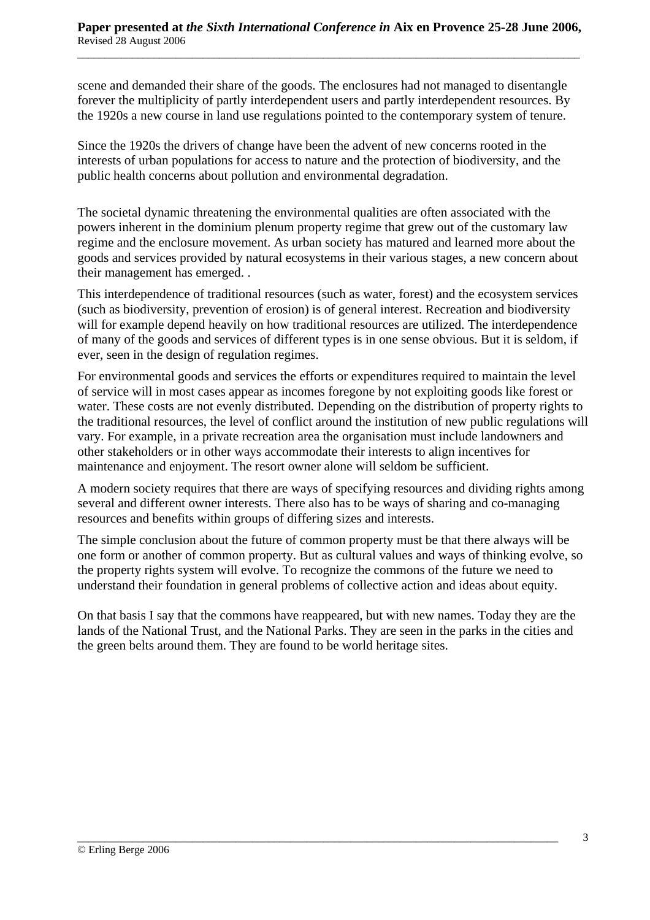scene and demanded their share of the goods. The enclosures had not managed to disentangle forever the multiplicity of partly interdependent users and partly interdependent resources. By the 1920s a new course in land use regulations pointed to the contemporary system of tenure.

Since the 1920s the drivers of change have been the advent of new concerns rooted in the interests of urban populations for access to nature and the protection of biodiversity, and the public health concerns about pollution and environmental degradation.

The societal dynamic threatening the environmental qualities are often associated with the powers inherent in the dominium plenum property regime that grew out of the customary law regime and the enclosure movement. As urban society has matured and learned more about the goods and services provided by natural ecosystems in their various stages, a new concern about their management has emerged. .

This interdependence of traditional resources (such as water, forest) and the ecosystem services (such as biodiversity, prevention of erosion) is of general interest. Recreation and biodiversity will for example depend heavily on how traditional resources are utilized. The interdependence of many of the goods and services of different types is in one sense obvious. But it is seldom, if ever, seen in the design of regulation regimes.

For environmental goods and services the efforts or expenditures required to maintain the level of service will in most cases appear as incomes foregone by not exploiting goods like forest or water. These costs are not evenly distributed. Depending on the distribution of property rights to the traditional resources, the level of conflict around the institution of new public regulations will vary. For example, in a private recreation area the organisation must include landowners and other stakeholders or in other ways accommodate their interests to align incentives for maintenance and enjoyment. The resort owner alone will seldom be sufficient.

A modern society requires that there are ways of specifying resources and dividing rights among several and different owner interests. There also has to be ways of sharing and co-managing resources and benefits within groups of differing sizes and interests.

The simple conclusion about the future of common property must be that there always will be one form or another of common property. But as cultural values and ways of thinking evolve, so the property rights system will evolve. To recognize the commons of the future we need to understand their foundation in general problems of collective action and ideas about equity.

On that basis I say that the commons have reappeared, but with new names. Today they are the lands of the National Trust, and the National Parks. They are seen in the parks in the cities and the green belts around them. They are found to be world heritage sites.